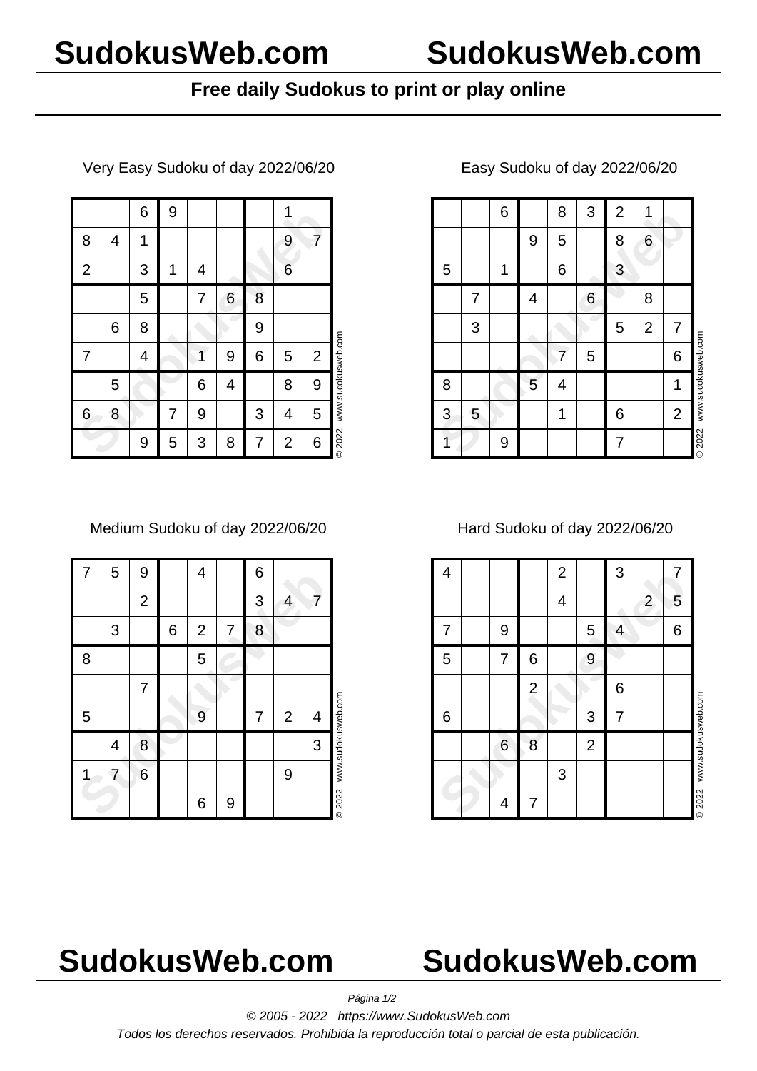# SudokusWeb.com SudokusWeb.com

**Free daily Sudokus to print or play online**

Very Easy Sudoku of day 2022/06/20

| | | | | | | | | |
|---|---|---|---|---|---|---|---|---|
| | | 6 | 9 | | | | 1 | |
| 8 | 4 | 1 | | | | | 9 | 7 |
| 2 | | 3 | 1 | 4 | | | 6 | |
| | | 5 | | 7 | 6 | 8 | | |
| | 6 | 8 | | | | 9 | | |
| 7 | | 4 | | 1 | 9 | 6 | 5 | 2 |
| | 5 | | | 6 | 4 | | 8 | 9 |
| 6 | 8 | | 7 | 9 | | 3 | 4 | 5 |
| | | 9 | 5 | 3 | 8 | 7 | 2 | 6 |

© 2022 www.sudokusweb.com

Easy Sudoku of day 2022/06/20

| | | | | | | | | |
|---|---|---|---|---|---|---|---|---|
| | | 6 | | 8 | 3 | 2 | 1 | |
| | | | 9 | 5 | | 8 | 6 | |
| 5 | | 1 | | 6 | | 3 | | |
| | 7 | | 4 | | 6 | | 8 | |
| | 3 | | | | | 5 | 2 | 7 |
| | | | | 7 | 5 | | | 6 |
| 8 | | | 5 | 4 | | | | 1 |
| 3 | 5 | | | 1 | | 6 | | 2 |
| 1 | | 9 | | | | 7 | | |

© 2022 www.sudokusweb.com

Medium Sudoku of day 2022/06/20

| | | | | | | | | |
|---|---|---|---|---|---|---|---|---|
| 7 | 5 | 9 | | 4 | | 6 | | |
| | | 2 | | | | 3 | 4 | 7 |
| | 3 | | 6 | 2 | 7 | 8 | | |
| 8 | | | | 5 | | | | |
| | | 7 | | | | | | |
| 5 | | | | 9 | | 7 | 2 | 4 |
| | 4 | 8 | | | | | | 3 |
| 1 | 7 | 6 | | | | | 9 | |
| | | | | 6 | 9 | | | |

© 2022 www.sudokusweb.com

Hard Sudoku of day 2022/06/20

| | | | | | | | | |
|---|---|---|---|---|---|---|---|---|
| 4 | | | | 2 | | 3 | | 7 |
| | | | | 4 | | | 2 | 5 |
| 7 | | 9 | | | 5 | 4 | | 6 |
| 5 | | 7 | 6 | | 9 | | | |
| | | | 2 | | | 6 | | |
| 6 | | | | | 3 | 7 | | |
| | | 6 | 8 | | 2 | | | |
| | | | | 3 | | | | |
| | | 4 | 7 | | | | | |

© 2022 www.sudokusweb.com

# SudokusWeb.com SudokusWeb.com

*© 2005 - 2022 https://www.SudokusWeb.com*

*Todos los derechos reservados. Prohibida la reproducción total o parcial de esta publicación.*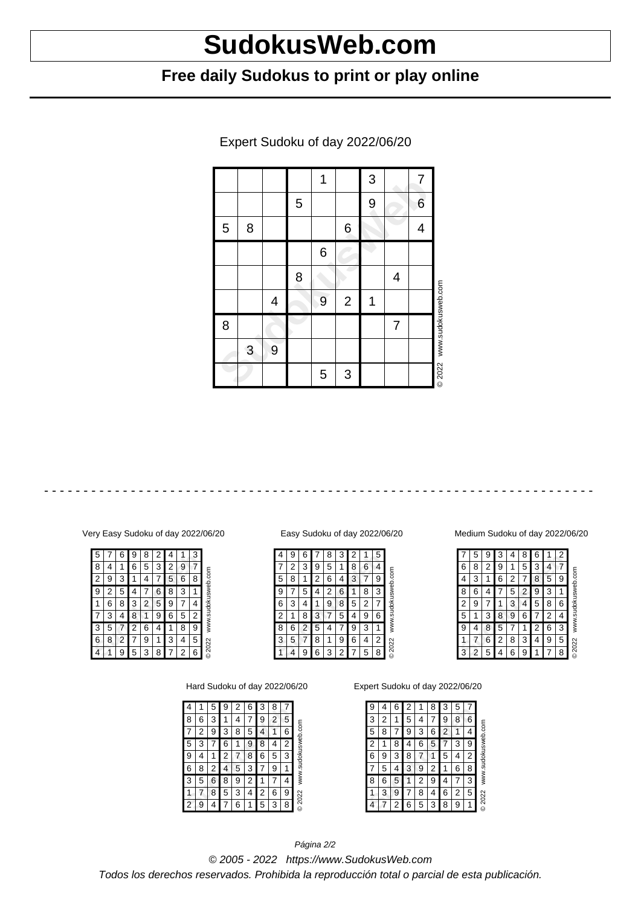# SudokusWeb.com

## Free daily Sudokus to print or play online

Expert Sudoku of day 2022/06/20

| | | | | | | | | |
|---|---|---|---|---|---|---|---|---|
| | | | | 1 | | 3 | | 7 |
| | | | 5 | | | 9 | | 6 |
| 5 | 8 | | | | 6 | | | 4 |
| | | | | 6 | | | | |
| | | | 8 | | | | 4 | |
| | | 4 | | 9 | 2 | 1 | | |
| 8 | | | | | | | 7 | |
| | 3 | 9 | | | | | | |
| | | | | 5 | 3 | | | |

© 2022 www.sudokusweb.com

Very Easy Sudoku of day 2022/06/20

| | | | | | | | | |
|---|---|---|---|---|---|---|---|---|
| 5 | 7 | 6 | 9 | 8 | 2 | 4 | 1 | 3 |
| 8 | 4 | 1 | 6 | 5 | 3 | 2 | 9 | 7 |
| 2 | 9 | 3 | 1 | 4 | 7 | 5 | 6 | 8 |
| 9 | 2 | 5 | 4 | 7 | 6 | 8 | 3 | 1 |
| 1 | 6 | 8 | 3 | 2 | 5 | 9 | 7 | 4 |
| 7 | 3 | 4 | 8 | 1 | 9 | 6 | 5 | 2 |
| 3 | 5 | 7 | 2 | 6 | 4 | 1 | 8 | 9 |
| 6 | 8 | 2 | 7 | 9 | 1 | 3 | 4 | 5 |
| 4 | 1 | 9 | 5 | 3 | 8 | 7 | 2 | 6 |

Easy Sudoku of day 2022/06/20

| | | | | | | | | |
|---|---|---|---|---|---|---|---|---|
| 4 | 9 | 6 | 7 | 8 | 3 | 2 | 1 | 5 |
| 7 | 2 | 3 | 9 | 5 | 1 | 8 | 6 | 4 |
| 5 | 8 | 1 | 2 | 6 | 4 | 3 | 7 | 9 |
| 9 | 7 | 5 | 4 | 2 | 6 | 1 | 8 | 3 |
| 6 | 3 | 4 | 1 | 9 | 8 | 5 | 2 | 7 |
| 2 | 1 | 8 | 3 | 7 | 5 | 4 | 9 | 6 |
| 8 | 6 | 2 | 5 | 4 | 7 | 9 | 3 | 1 |
| 3 | 5 | 7 | 8 | 1 | 9 | 6 | 4 | 2 |
| 1 | 4 | 9 | 6 | 3 | 2 | 7 | 5 | 8 |

Medium Sudoku of day 2022/06/20

| | | | | | | | | |
|---|---|---|---|---|---|---|---|---|
| 7 | 5 | 9 | 3 | 4 | 8 | 6 | 1 | 2 |
| 6 | 8 | 2 | 9 | 1 | 5 | 3 | 4 | 7 |
| 4 | 3 | 1 | 6 | 2 | 7 | 8 | 5 | 9 |
| 8 | 6 | 4 | 7 | 5 | 2 | 9 | 3 | 1 |
| 2 | 9 | 7 | 1 | 3 | 4 | 5 | 8 | 6 |
| 5 | 1 | 3 | 8 | 9 | 6 | 7 | 2 | 4 |
| 9 | 4 | 8 | 5 | 7 | 1 | 2 | 6 | 3 |
| 1 | 7 | 6 | 2 | 8 | 3 | 4 | 9 | 5 |
| 3 | 2 | 5 | 4 | 6 | 9 | 1 | 7 | 8 |

Hard Sudoku of day 2022/06/20

| | | | | | | | | |
|---|---|---|---|---|---|---|---|---|
| 4 | 1 | 5 | 9 | 2 | 6 | 3 | 8 | 7 |
| 8 | 6 | 3 | 1 | 4 | 7 | 9 | 2 | 5 |
| 7 | 2 | 9 | 3 | 8 | 5 | 4 | 1 | 6 |
| 5 | 3 | 7 | 6 | 1 | 9 | 8 | 4 | 2 |
| 9 | 4 | 1 | 2 | 7 | 8 | 6 | 5 | 3 |
| 6 | 8 | 2 | 4 | 5 | 3 | 7 | 9 | 1 |
| 3 | 5 | 6 | 8 | 9 | 2 | 1 | 7 | 4 |
| 1 | 7 | 8 | 5 | 3 | 4 | 2 | 6 | 9 |
| 2 | 9 | 4 | 7 | 6 | 1 | 5 | 3 | 8 |

Expert Sudoku of day 2022/06/20

| | | | | | | | | |
|---|---|---|---|---|---|---|---|---|
| 9 | 4 | 6 | 2 | 1 | 8 | 3 | 5 | 7 |
| 3 | 2 | 1 | 5 | 4 | 7 | 9 | 8 | 6 |
| 5 | 8 | 7 | 9 | 3 | 6 | 2 | 1 | 4 |
| 2 | 1 | 8 | 4 | 6 | 5 | 7 | 3 | 9 |
| 6 | 9 | 3 | 8 | 7 | 1 | 5 | 4 | 2 |
| 7 | 5 | 4 | 3 | 9 | 2 | 1 | 6 | 8 |
| 8 | 6 | 5 | 1 | 2 | 9 | 4 | 7 | 3 |
| 1 | 3 | 9 | 7 | 8 | 4 | 6 | 2 | 5 |
| 4 | 7 | 2 | 6 | 5 | 3 | 8 | 9 | 1 |

*© 2005 - 2022 https://www.SudokusWeb.com*

*Todos los derechos reservados. Prohibida la reproducción total o parcial de esta publicación.*